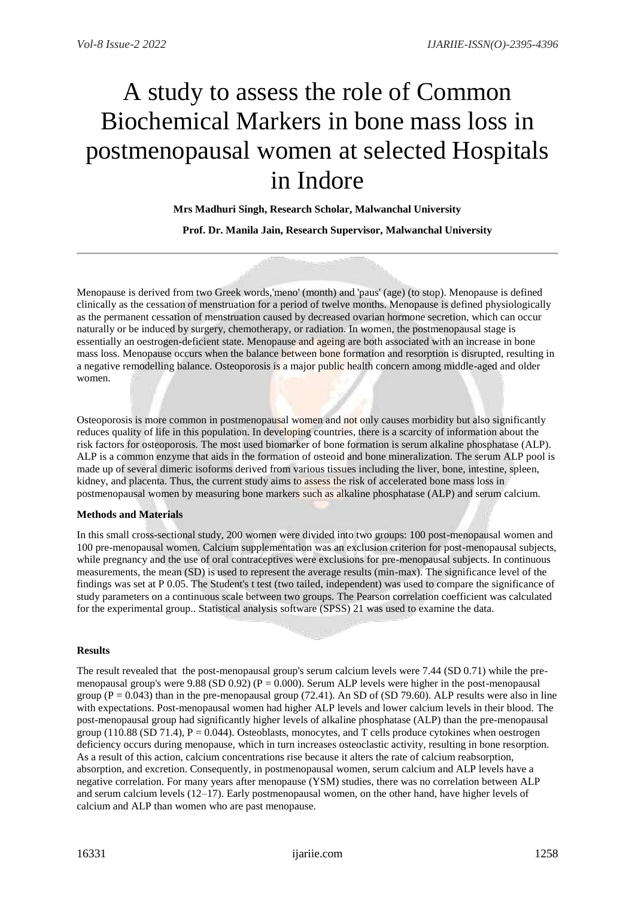# A study to assess the role of Common Biochemical Markers in bone mass loss in postmenopausal women at selected Hospitals in Indore

**Mrs Madhuri Singh, Research Scholar, Malwanchal University**

**Prof. Dr. Manila Jain, Research Supervisor, Malwanchal University**

---

Menopause is derived from two Greek words,'meno' (month) and 'paus' (age) (to stop). Menopause is defined clinically as the cessation of menstruation for a period of twelve months. Menopause is defined physiologically as the permanent cessation of menstruation caused by decreased ovarian hormone secretion, which can occur naturally or be induced by surgery, chemotherapy, or radiation. In women, the postmenopausal stage is essentially an oestrogen-deficient state. Menopause and ageing are both associated with an increase in bone mass loss. Menopause occurs when the balance between bone formation and resorption is disrupted, resulting in a negative remodelling balance. Osteoporosis is a major public health concern among middle-aged and older women.

Osteoporosis is more common in postmenopausal women and not only causes morbidity but also significantly reduces quality of life in this population. In developing countries, there is a scarcity of information about the risk factors for osteoporosis. The most used biomarker of bone formation is serum alkaline phosphatase (ALP). ALP is a common enzyme that aids in the formation of osteoid and bone mineralization. The serum ALP pool is made up of several dimeric isoforms derived from various tissues including the liver, bone, intestine, spleen, kidney, and placenta. Thus, the current study aims to assess the risk of accelerated bone mass loss in postmenopausal women by measuring bone markers such as alkaline phosphatase (ALP) and serum calcium.

**Methods and Materials**

In this small cross-sectional study, 200 women were divided into two groups: 100 post-menopausal women and 100 pre-menopausal women. Calcium supplementation was an exclusion criterion for post-menopausal subjects, while pregnancy and the use of oral contraceptives were exclusions for pre-menopausal subjects. In continuous measurements, the mean (SD) is used to represent the average results (min-max). The significance level of the findings was set at P 0.05. The Student's t test (two tailed, independent) was used to compare the significance of study parameters on a continuous scale between two groups. The Pearson correlation coefficient was calculated for the experimental group.. Statistical analysis software (SPSS) 21 was used to examine the data.

**Results**

The result revealed that the post-menopausal group's serum calcium levels were 7.44 (SD 0.71) while the pre-menopausal group's were 9.88 (SD 0.92) (P = 0.000). Serum ALP levels were higher in the post-menopausal group (P = 0.043) than in the pre-menopausal group (72.41). An SD of (SD 79.60). ALP results were also in line with expectations. Post-menopausal women had higher ALP levels and lower calcium levels in their blood. The post-menopausal group had significantly higher levels of alkaline phosphatase (ALP) than the pre-menopausal group (110.88 (SD 71.4), P = 0.044). Osteoblasts, monocytes, and T cells produce cytokines when oestrogen deficiency occurs during menopause, which in turn increases osteoclastic activity, resulting in bone resorption. As a result of this action, calcium concentrations rise because it alters the rate of calcium reabsorption, absorption, and excretion. Consequently, in postmenopausal women, serum calcium and ALP levels have a negative correlation. For many years after menopause (YSM) studies, there was no correlation between ALP and serum calcium levels (12–17). Early postmenopausal women, on the other hand, have higher levels of calcium and ALP than women who are past menopause.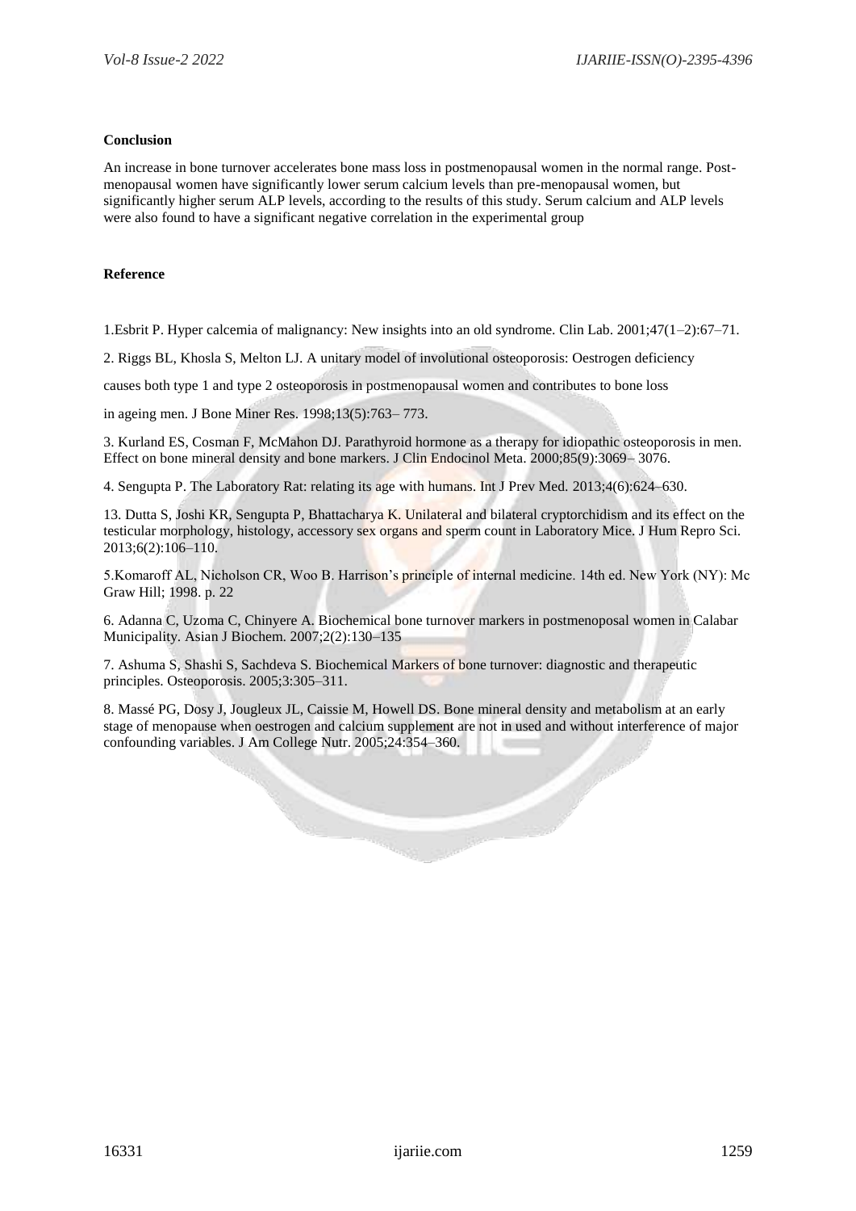## Conclusion

An increase in bone turnover accelerates bone mass loss in postmenopausal women in the normal range. Post-menopausal women have significantly lower serum calcium levels than pre-menopausal women, but significantly higher serum ALP levels, according to the results of this study. Serum calcium and ALP levels were also found to have a significant negative correlation in the experimental group

## Reference

1.Esbrit P. Hyper calcemia of malignancy: New insights into an old syndrome. Clin Lab. 2001;47(1–2):67–71.

2. Riggs BL, Khosla S, Melton LJ. A unitary model of involutional osteoporosis: Oestrogen deficiency

causes both type 1 and type 2 osteoporosis in postmenopausal women and contributes to bone loss

in ageing men. J Bone Miner Res. 1998;13(5):763– 773.

3. Kurland ES, Cosman F, McMahon DJ. Parathyroid hormone as a therapy for idiopathic osteoporosis in men. Effect on bone mineral density and bone markers. J Clin Endocinol Meta. 2000;85(9):3069– 3076.

4. Sengupta P. The Laboratory Rat: relating its age with humans. Int J Prev Med. 2013;4(6):624–630.

13. Dutta S, Joshi KR, Sengupta P, Bhattacharya K. Unilateral and bilateral cryptorchidism and its effect on the testicular morphology, histology, accessory sex organs and sperm count in Laboratory Mice. J Hum Repro Sci. 2013;6(2):106–110.

5.Komaroff AL, Nicholson CR, Woo B. Harrison's principle of internal medicine. 14th ed. New York (NY): Mc Graw Hill; 1998. p. 22

6. Adanna C, Uzoma C, Chinyere A. Biochemical bone turnover markers in postmenoposal women in Calabar Municipality. Asian J Biochem. 2007;2(2):130–135

7. Ashuma S, Shashi S, Sachdeva S. Biochemical Markers of bone turnover: diagnostic and therapeutic principles. Osteoporosis. 2005;3:305–311.

8. Massé PG, Dosy J, Jougleux JL, Caissie M, Howell DS. Bone mineral density and metabolism at an early stage of menopause when oestrogen and calcium supplement are not in used and without interference of major confounding variables. J Am College Nutr. 2005;24:354–360.